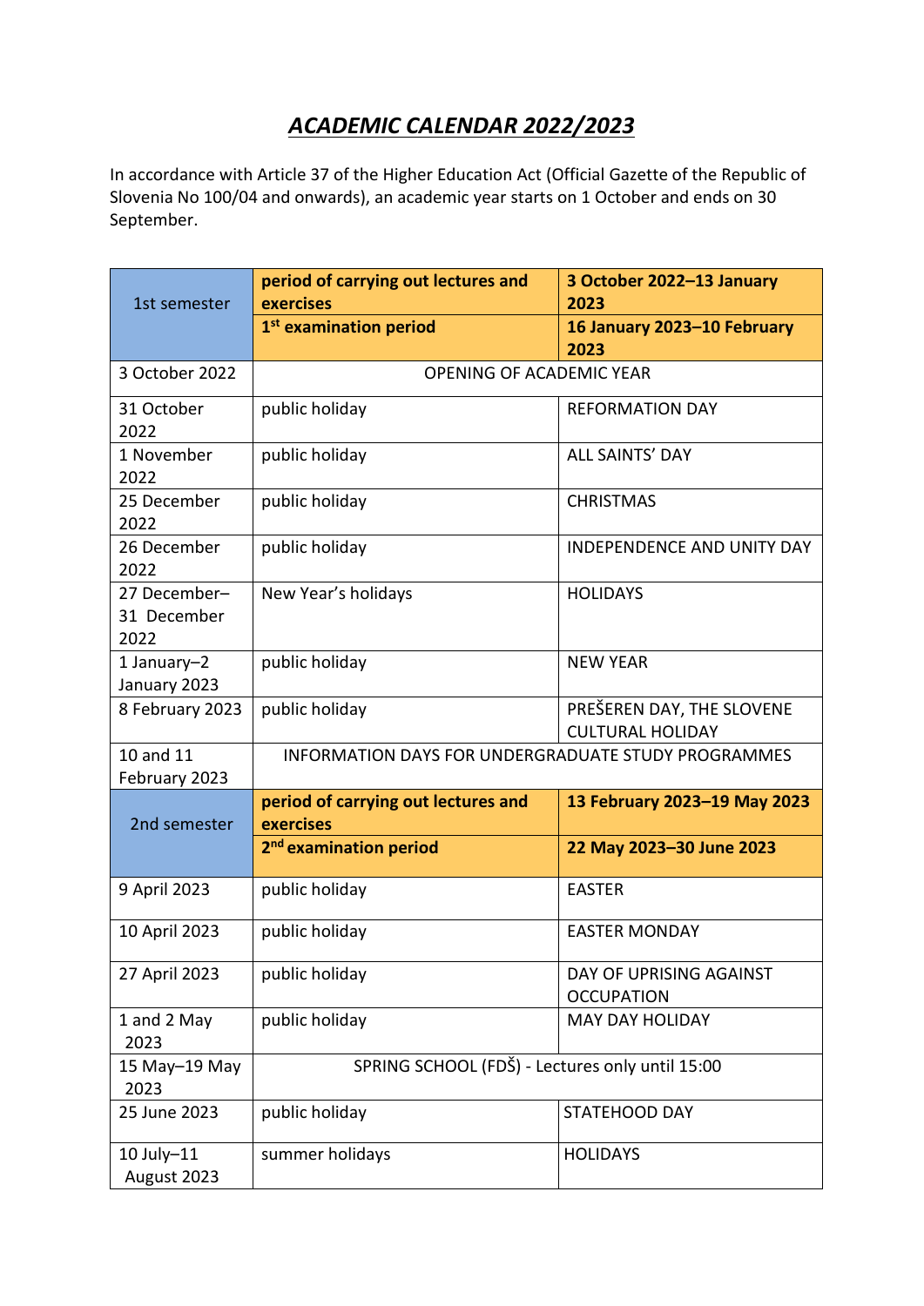# *ACADEMIC CALENDAR 2022/2023*

In accordance with Article 37 of the Higher Education Act (Official Gazette of the Republic of Slovenia No 100/04 and onwards), an academic year starts on 1 October and ends on 30 September.

| | | |
|---|---|---|
| 1st semester | **period of carrying out lectures and exercises** | **3 October 2022–13 January 2023** |
| | **1st examination period** | **16 January 2023–10 February 2023** |
| 3 October 2022 | OPENING OF ACADEMIC YEAR | |
| 31 October 2022 | public holiday | REFORMATION DAY |
| 1 November 2022 | public holiday | ALL SAINTS' DAY |
| 25 December 2022 | public holiday | CHRISTMAS |
| 26 December 2022 | public holiday | INDEPENDENCE AND UNITY DAY |
| 27 December–31 December 2022 | New Year's holidays | HOLIDAYS |
| 1 January–2 January 2023 | public holiday | NEW YEAR |
| 8 February 2023 | public holiday | PREŠEREN DAY, THE SLOVENE CULTURAL HOLIDAY |
| 10 and 11 February 2023 | INFORMATION DAYS FOR UNDERGRADUATE STUDY PROGRAMMES | |
| 2nd semester | **period of carrying out lectures and exercises** | **13 February 2023–19 May 2023** |
| | **2nd examination period** | **22 May 2023–30 June 2023** |
| 9 April 2023 | public holiday | EASTER |
| 10 April 2023 | public holiday | EASTER MONDAY |
| 27 April 2023 | public holiday | DAY OF UPRISING AGAINST OCCUPATION |
| 1 and 2 May 2023 | public holiday | MAY DAY HOLIDAY |
| 15 May–19 May 2023 | SPRING SCHOOL (FDŠ) - Lectures only until 15:00 | |
| 25 June 2023 | public holiday | STATEHOOD DAY |
| 10 July–11 August 2023 | summer holidays | HOLIDAYS |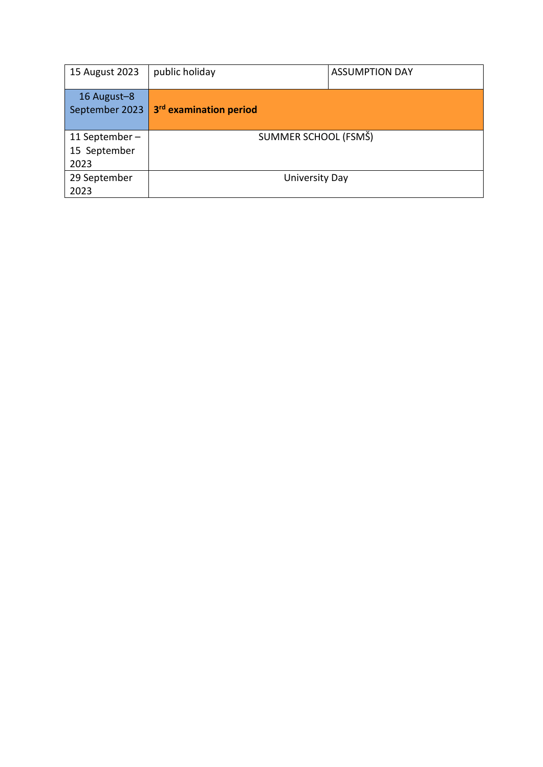| | | |
|---|---|---|
| 15 August 2023 | public holiday | ASSUMPTION DAY |
| 16 August–8 September 2023 | **3rd examination period** | |
| 11 September – 15 September 2023 | SUMMER SCHOOL (FSMŠ) | |
| 29 September 2023 | University Day | |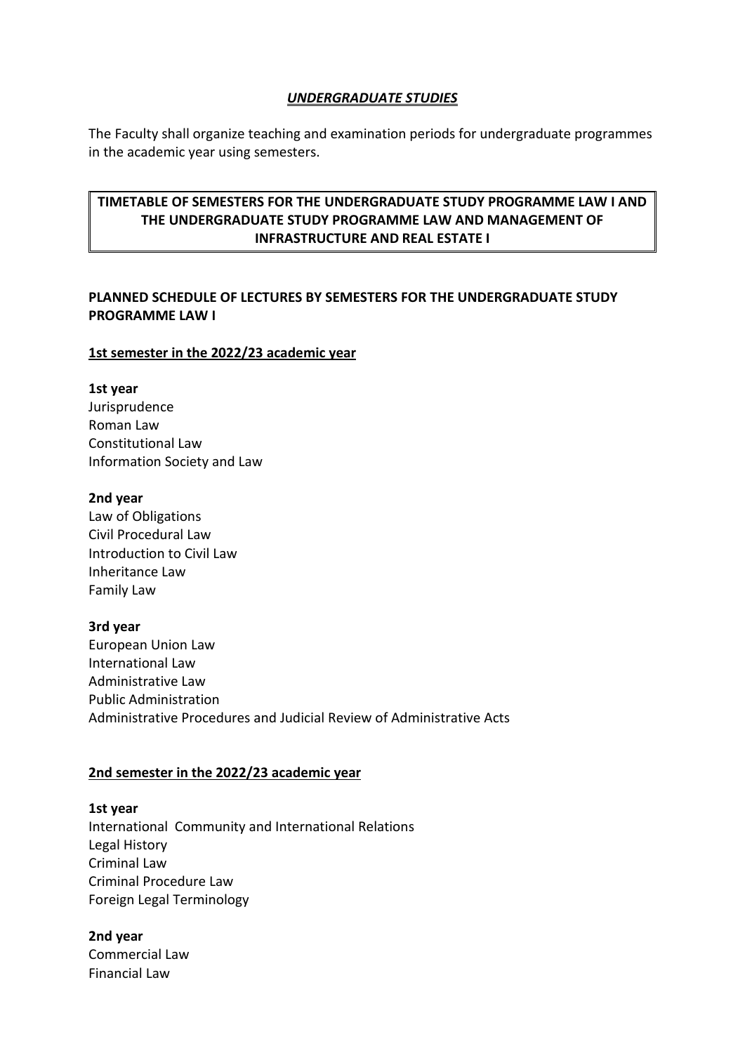***UNDERGRADUATE STUDIES***

The Faculty shall organize teaching and examination periods for undergraduate programmes in the academic year using semesters.

## TIMETABLE OF SEMESTERS FOR THE UNDERGRADUATE STUDY PROGRAMME LAW I AND THE UNDERGRADUATE STUDY PROGRAMME LAW AND MANAGEMENT OF INFRASTRUCTURE AND REAL ESTATE I

### PLANNED SCHEDULE OF LECTURES BY SEMESTERS FOR THE UNDERGRADUATE STUDY PROGRAMME LAW I

**1st semester in the 2022/23 academic year**

**1st year**
Jurisprudence
Roman Law
Constitutional Law
Information Society and Law

**2nd year**
Law of Obligations
Civil Procedural Law
Introduction to Civil Law
Inheritance Law
Family Law

**3rd year**
European Union Law
International Law
Administrative Law
Public Administration
Administrative Procedures and Judicial Review of Administrative Acts

**2nd semester in the 2022/23 academic year**

**1st year**
International Community and International Relations
Legal History
Criminal Law
Criminal Procedure Law
Foreign Legal Terminology

**2nd year**
Commercial Law
Financial Law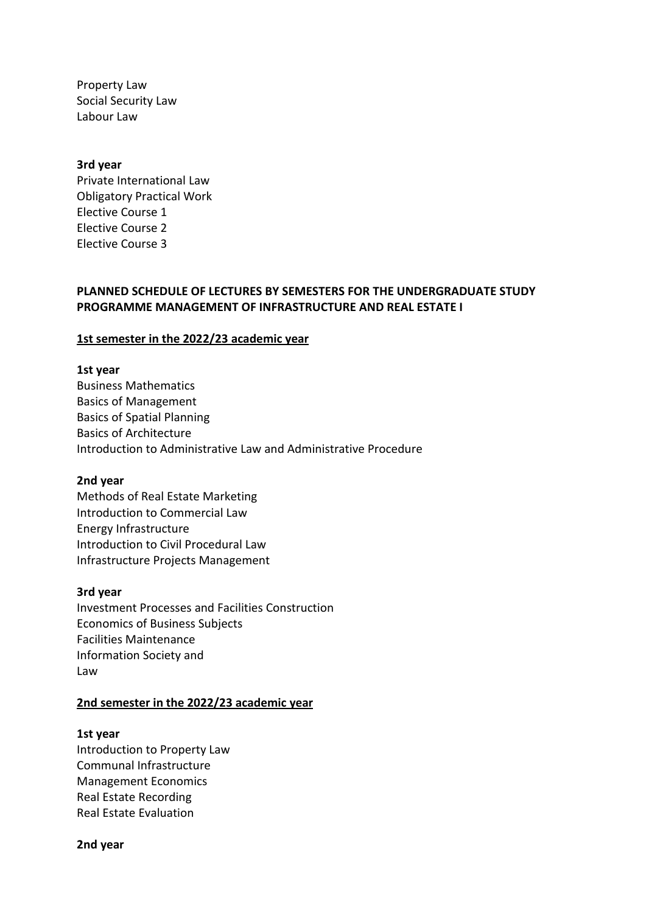Property Law
Social Security Law
Labour Law

**3rd year**
Private International Law
Obligatory Practical Work
Elective Course 1
Elective Course 2
Elective Course 3

## PLANNED SCHEDULE OF LECTURES BY SEMESTERS FOR THE UNDERGRADUATE STUDY PROGRAMME MANAGEMENT OF INFRASTRUCTURE AND REAL ESTATE I

### 1st semester in the 2022/23 academic year

**1st year**
Business Mathematics
Basics of Management
Basics of Spatial Planning
Basics of Architecture
Introduction to Administrative Law and Administrative Procedure

**2nd year**
Methods of Real Estate Marketing
Introduction to Commercial Law
Energy Infrastructure
Introduction to Civil Procedural Law
Infrastructure Projects Management

**3rd year**
Investment Processes and Facilities Construction
Economics of Business Subjects
Facilities Maintenance
Information Society and
Law

### 2nd semester in the 2022/23 academic year

**1st year**
Introduction to Property Law
Communal Infrastructure
Management Economics
Real Estate Recording
Real Estate Evaluation

**2nd year**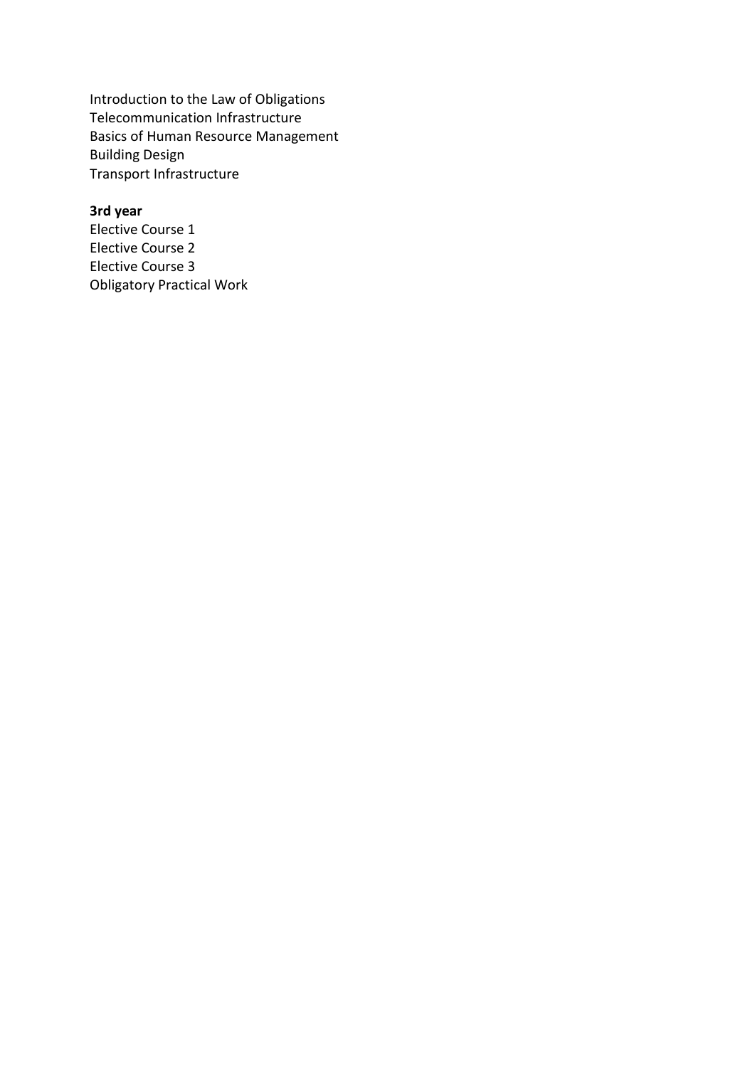Introduction to the Law of Obligations
Telecommunication Infrastructure
Basics of Human Resource Management
Building Design
Transport Infrastructure

**3rd year**
Elective Course 1
Elective Course 2
Elective Course 3
Obligatory Practical Work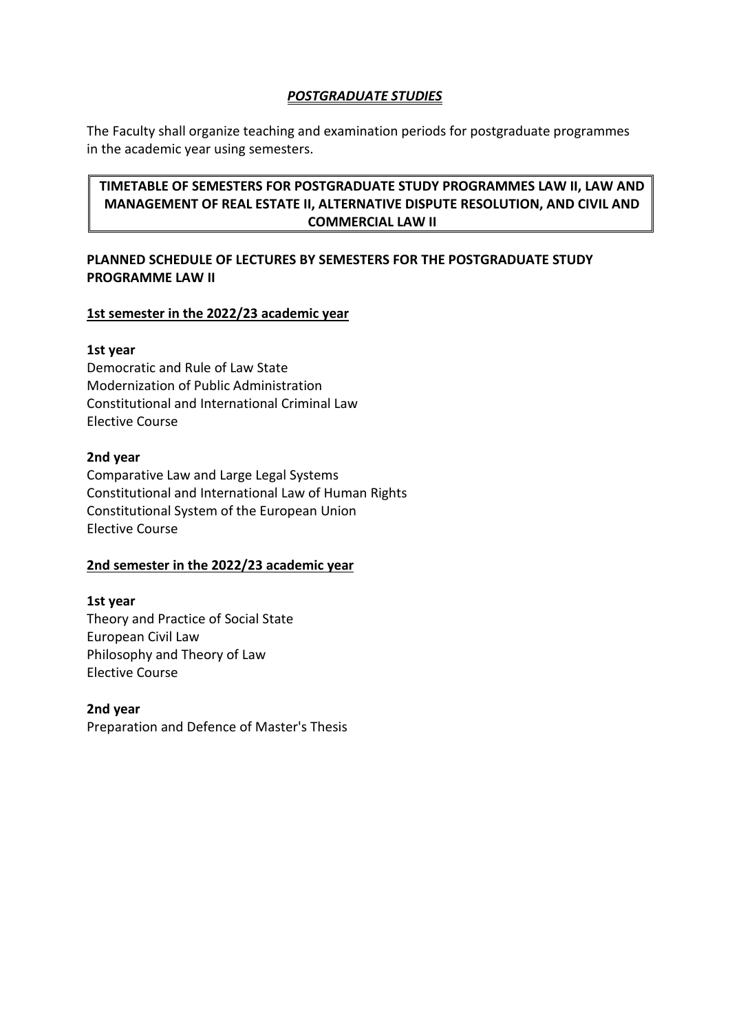## ***POSTGRADUATE STUDIES***

The Faculty shall organize teaching and examination periods for postgraduate programmes in the academic year using semesters.

## **TIMETABLE OF SEMESTERS FOR POSTGRADUATE STUDY PROGRAMMES LAW II, LAW AND MANAGEMENT OF REAL ESTATE II, ALTERNATIVE DISPUTE RESOLUTION, AND CIVIL AND COMMERCIAL LAW II**

### **PLANNED SCHEDULE OF LECTURES BY SEMESTERS FOR THE POSTGRADUATE STUDY PROGRAMME LAW II**

#### **1st semester in the 2022/23 academic year**

**1st year**

Democratic and Rule of Law State
Modernization of Public Administration
Constitutional and International Criminal Law
Elective Course

**2nd year**

Comparative Law and Large Legal Systems
Constitutional and International Law of Human Rights
Constitutional System of the European Union
Elective Course

#### **2nd semester in the 2022/23 academic year**

**1st year**

Theory and Practice of Social State
European Civil Law
Philosophy and Theory of Law
Elective Course

**2nd year**

Preparation and Defence of Master's Thesis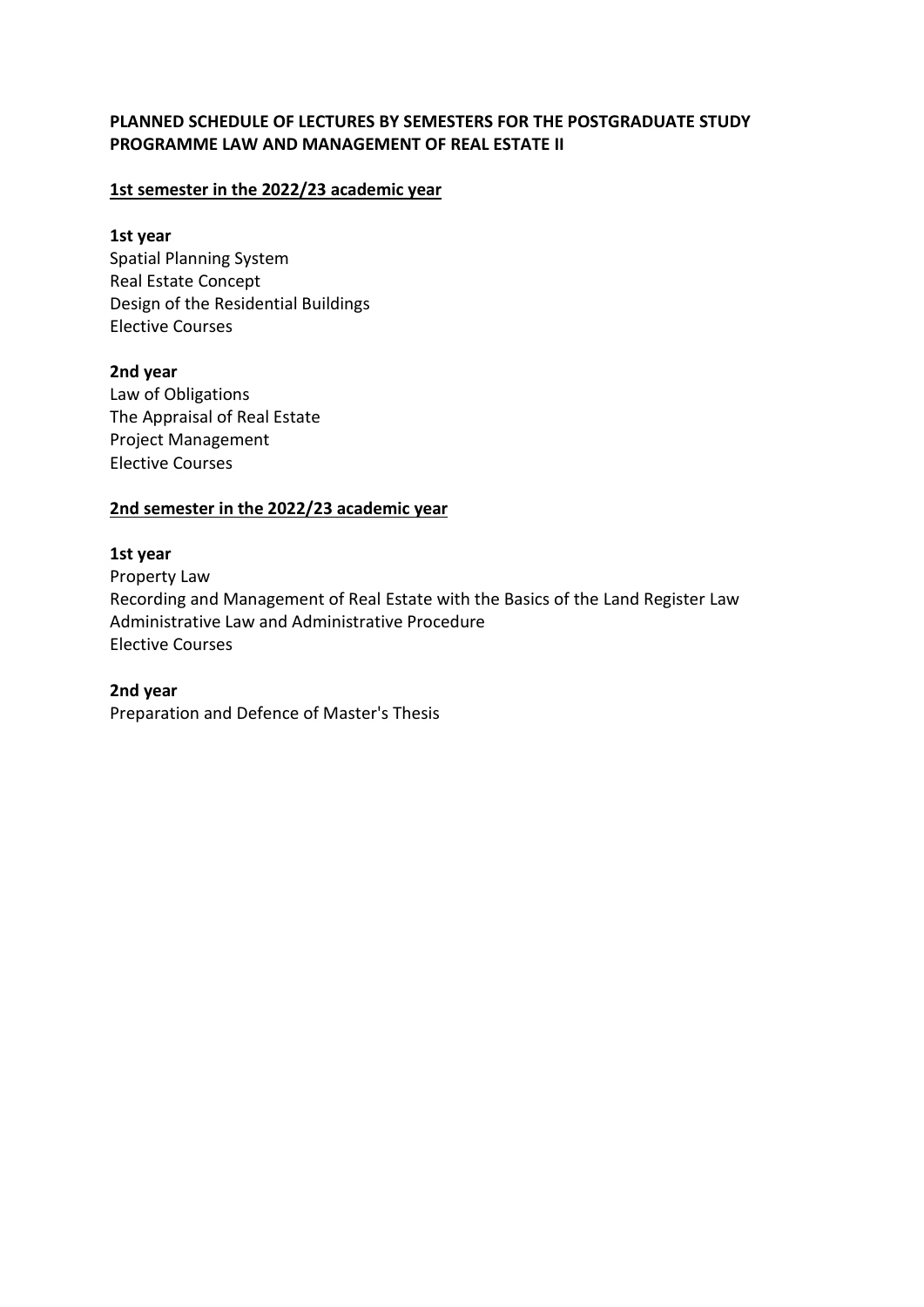**PLANNED SCHEDULE OF LECTURES BY SEMESTERS FOR THE POSTGRADUATE STUDY PROGRAMME LAW AND MANAGEMENT OF REAL ESTATE II**

**<u>1st semester in the 2022/23 academic year</u>**

**1st year**

Spatial Planning System
Real Estate Concept
Design of the Residential Buildings
Elective Courses

**2nd year**

Law of Obligations
The Appraisal of Real Estate
Project Management
Elective Courses

**<u>2nd semester in the 2022/23 academic year</u>**

**1st year**

Property Law
Recording and Management of Real Estate with the Basics of the Land Register Law
Administrative Law and Administrative Procedure
Elective Courses

**2nd year**

Preparation and Defence of Master's Thesis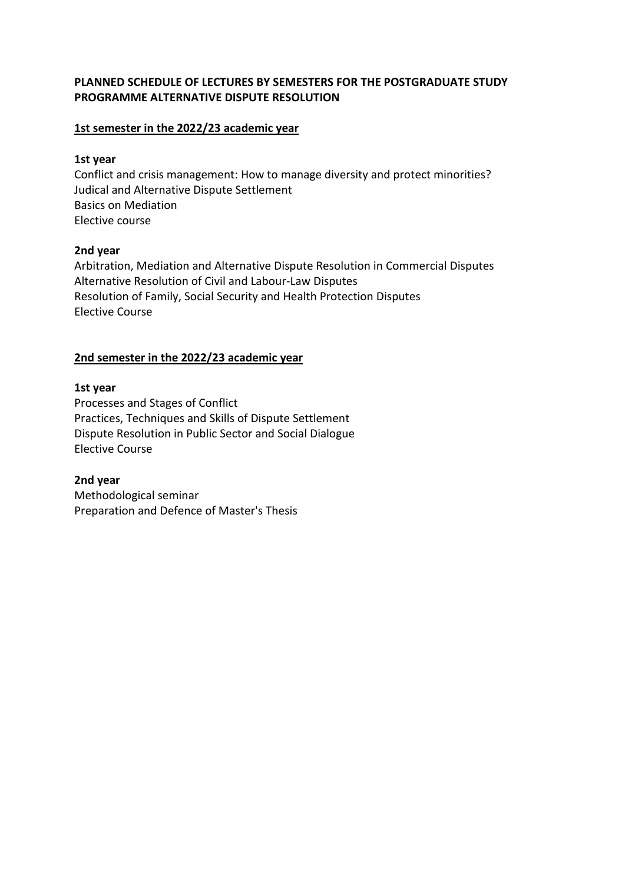**PLANNED SCHEDULE OF LECTURES BY SEMESTERS FOR THE POSTGRADUATE STUDY PROGRAMME ALTERNATIVE DISPUTE RESOLUTION**

**1st semester in the 2022/23 academic year**

**1st year**

Conflict and crisis management: How to manage diversity and protect minorities?
Judical and Alternative Dispute Settlement
Basics on Mediation
Elective course

**2nd year**

Arbitration, Mediation and Alternative Dispute Resolution in Commercial Disputes
Alternative Resolution of Civil and Labour-Law Disputes
Resolution of Family, Social Security and Health Protection Disputes
Elective Course

**2nd semester in the 2022/23 academic year**

**1st year**

Processes and Stages of Conflict
Practices, Techniques and Skills of Dispute Settlement
Dispute Resolution in Public Sector and Social Dialogue
Elective Course

**2nd year**

Methodological seminar
Preparation and Defence of Master's Thesis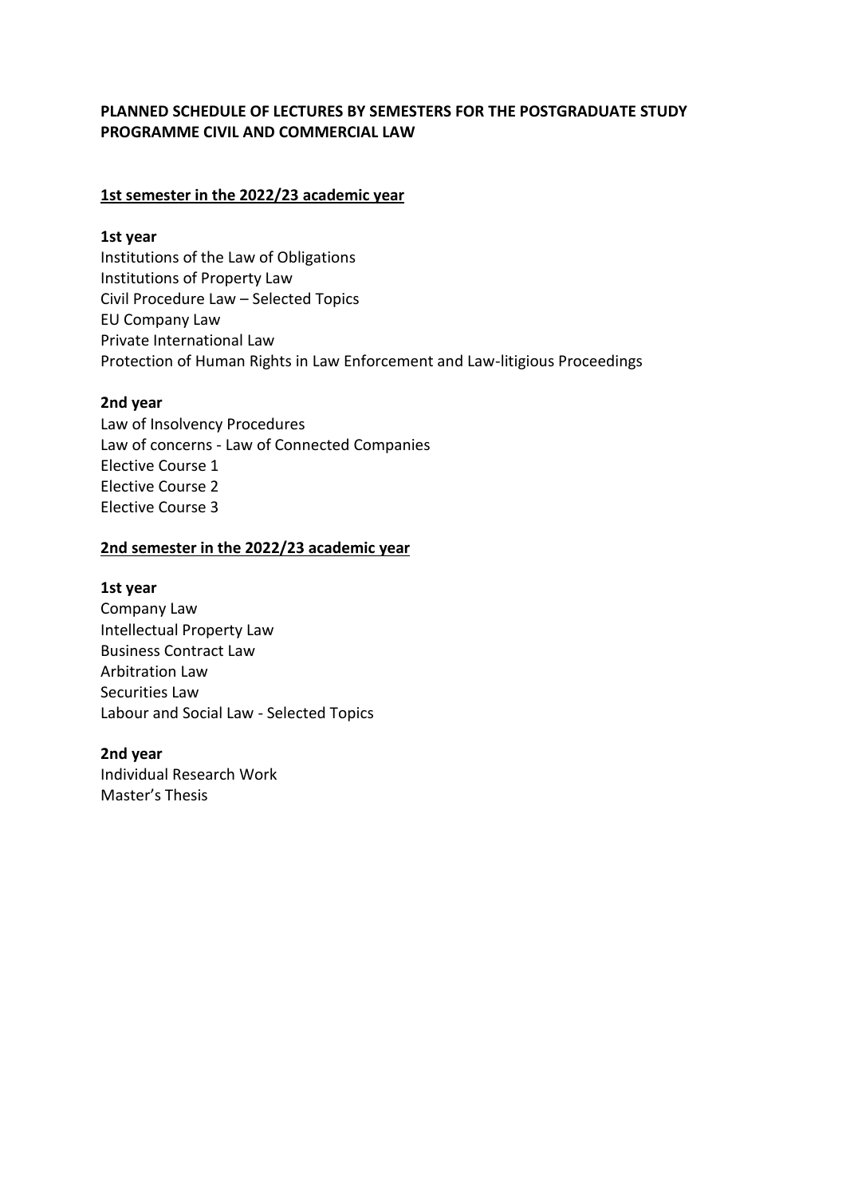# PLANNED SCHEDULE OF LECTURES BY SEMESTERS FOR THE POSTGRADUATE STUDY PROGRAMME CIVIL AND COMMERCIAL LAW

## 1st semester in the 2022/23 academic year

### 1st year

Institutions of the Law of Obligations
Institutions of Property Law
Civil Procedure Law – Selected Topics
EU Company Law
Private International Law
Protection of Human Rights in Law Enforcement and Law-litigious Proceedings

### 2nd year

Law of Insolvency Procedures
Law of concerns - Law of Connected Companies
Elective Course 1
Elective Course 2
Elective Course 3

## 2nd semester in the 2022/23 academic year

### 1st year

Company Law
Intellectual Property Law
Business Contract Law
Arbitration Law
Securities Law
Labour and Social Law - Selected Topics

### 2nd year

Individual Research Work
Master's Thesis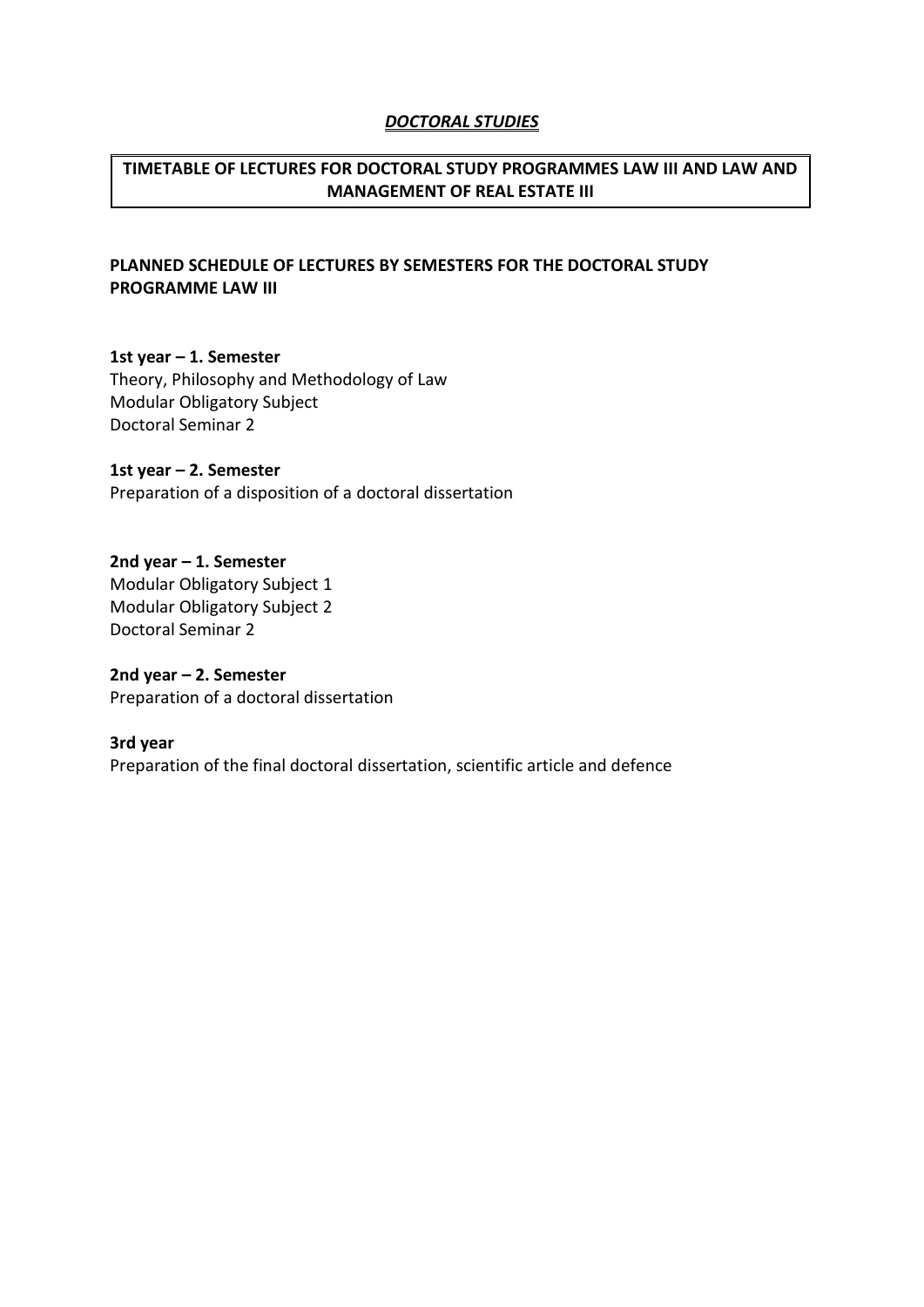***DOCTORAL STUDIES***

**TIMETABLE OF LECTURES FOR DOCTORAL STUDY PROGRAMMES LAW III AND LAW AND MANAGEMENT OF REAL ESTATE III**

**PLANNED SCHEDULE OF LECTURES BY SEMESTERS FOR THE DOCTORAL STUDY PROGRAMME LAW III**

**1st year – 1. Semester**
Theory, Philosophy and Methodology of Law
Modular Obligatory Subject
Doctoral Seminar 2

**1st year – 2. Semester**
Preparation of a disposition of a doctoral dissertation

**2nd year – 1. Semester**
Modular Obligatory Subject 1
Modular Obligatory Subject 2
Doctoral Seminar 2

**2nd year – 2. Semester**
Preparation of a doctoral dissertation

**3rd year**
Preparation of the final doctoral dissertation, scientific article and defence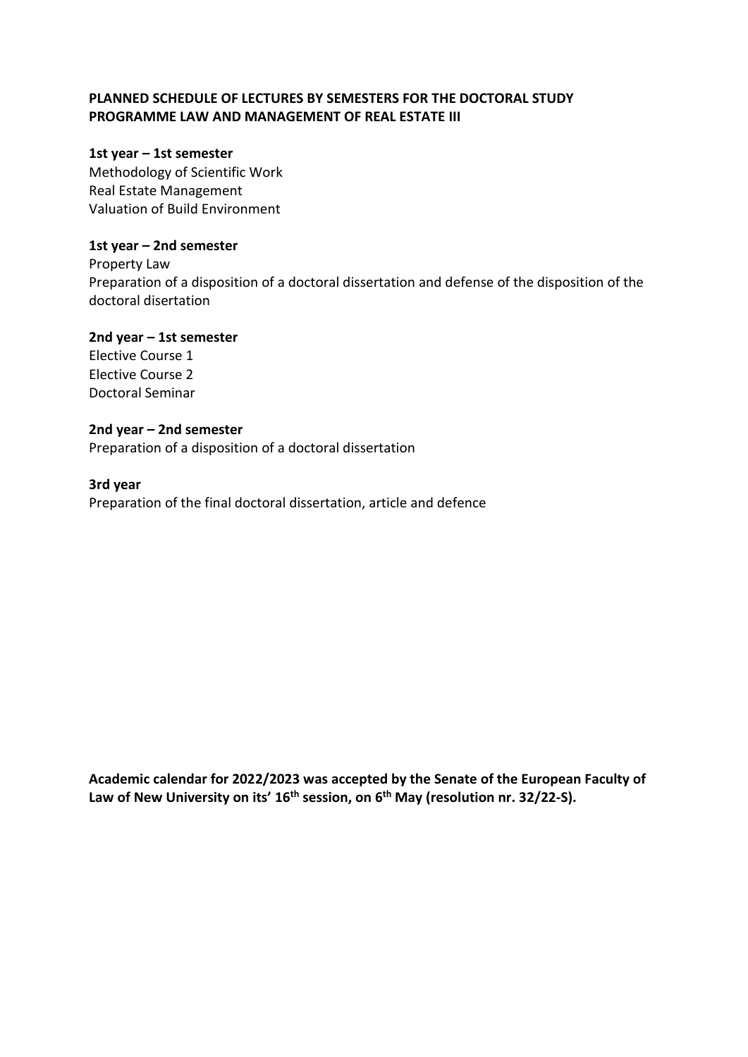**PLANNED SCHEDULE OF LECTURES BY SEMESTERS FOR THE DOCTORAL STUDY PROGRAMME LAW AND MANAGEMENT OF REAL ESTATE III**

**1st year – 1st semester**
Methodology of Scientific Work
Real Estate Management
Valuation of Build Environment

**1st year – 2nd semester**
Property Law
Preparation of a disposition of a doctoral dissertation and defense of the disposition of the doctoral disertation

**2nd year – 1st semester**
Elective Course 1
Elective Course 2
Doctoral Seminar

**2nd year – 2nd semester**
Preparation of a disposition of a doctoral dissertation

**3rd year**
Preparation of the final doctoral dissertation, article and defence

**Academic calendar for 2022/2023 was accepted by the Senate of the European Faculty of Law of New University on its' 16th session, on 6th May (resolution nr. 32/22-S).**